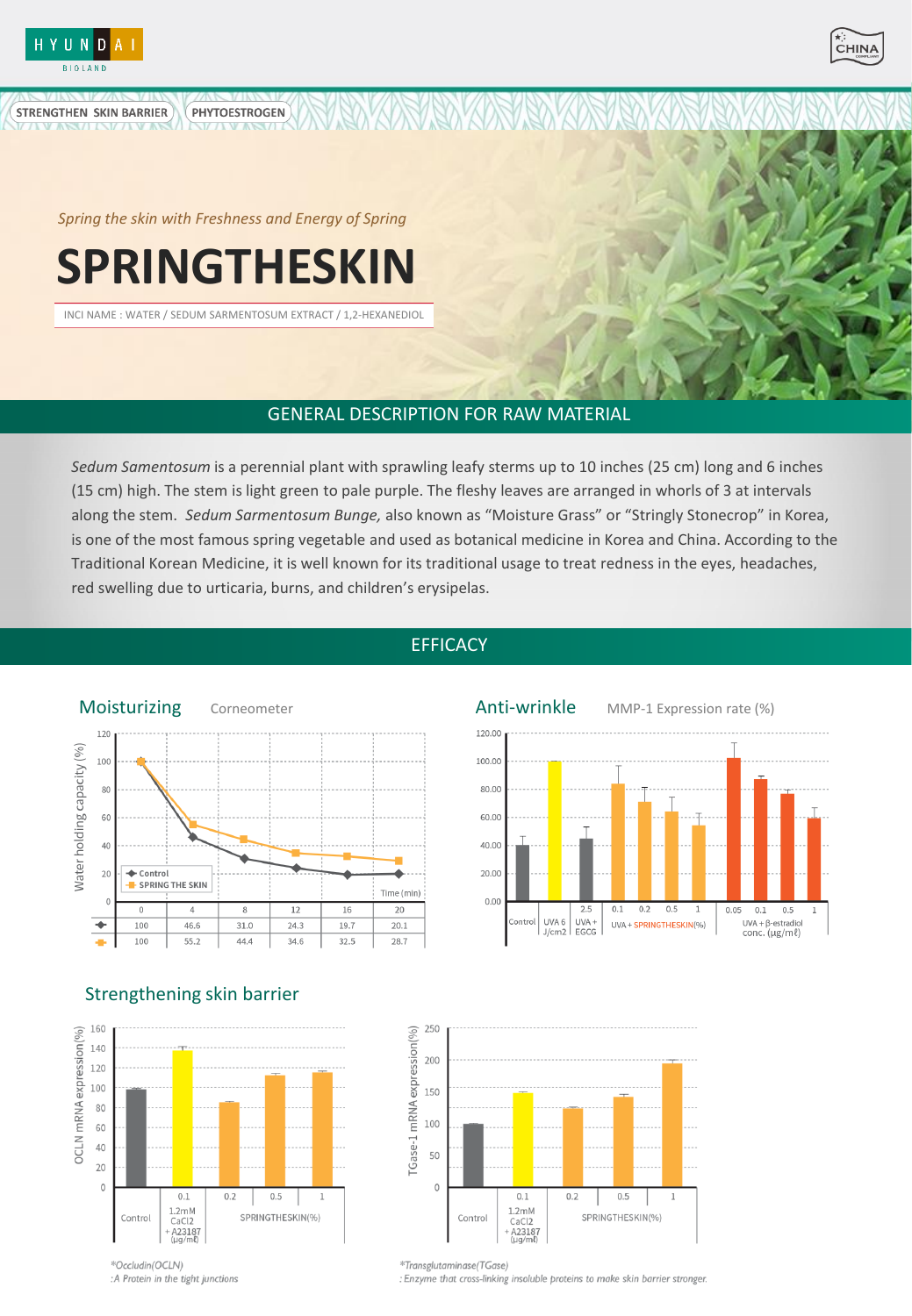STRENGTHEN SKIN BARRIER | PHYTOESTROGEN

*Spring the skin with Freshness and Energy of Spring*

# SPRINGTHESKIN

INCI NAME : WATER / SEDUM SARMENTOSUM EXTRACT / 1,2-HEXANEDIOL

## GENERAL DESCRIPTION FOR RAW MATERIAL

*Sedum Samentosum* is a perennial plant with sprawling leafy sterms up to 10 inches (25 cm) long and 6 inches (15 cm) high. The stem is light green to pale purple. The fleshy leaves are arranged in whorls of 3 at intervals along the stem. *Sedum Sarmentosum Bunge,* also known as “Moisture Grass” or “Stringly Stonecrop” in Korea, is one of the most famous spring vegetable and used as botanical medicine in Korea and China. According to the Traditional Korean Medicine, it is well known for its traditional usage to treat redness in the eyes, headaches, red swelling due to urticaria, burns, and children’s erysipelas.

## EFFICACY

### Moisturizing

Corneometer

Water holding capacity (%)

| Time (min) | 0 | 4 | 8 | 12 | 16 | 20 |
|---|---|---|---|---|---|---|
| Control | 100 | 46.6 | 31.0 | 24.3 | 19.7 | 20.1 |
| SPRING THE SKIN | 100 | 55.2 | 44.4 | 34.6 | 32.5 | 28.7 |

### Anti-wrinkle

MMP-1 Expression rate (%)

Control | UVA 6 J/cm2 | UVA + EGCG 2.5 | UVA + SPRINGTHESKIN(%) 0.1, 0.2, 0.5, 1 | UVA + β-estradiol conc. (μg/mℓ) 0.05, 0.1, 0.5, 1

### Strengthening skin barrier

OCLN mRNA expression(%)

Control | 1.2mM CaCl2 + A23187 (μg/mℓ) 0.1 | SPRINGTHESKIN(%) 0.2, 0.5, 1

*Occludin(OCLN)
:A Protein in the tight junctions

TGase-1 mRNA expression(%)

Control | 1.2mM CaCl2 + A23187 (μg/mℓ) 0.1 | SPRINGTHESKIN(%) 0.2, 0.5, 1

*Transglutaminase(TGase)
: Enzyme that cross-linking insoluble proteins to make skin barrier stronger.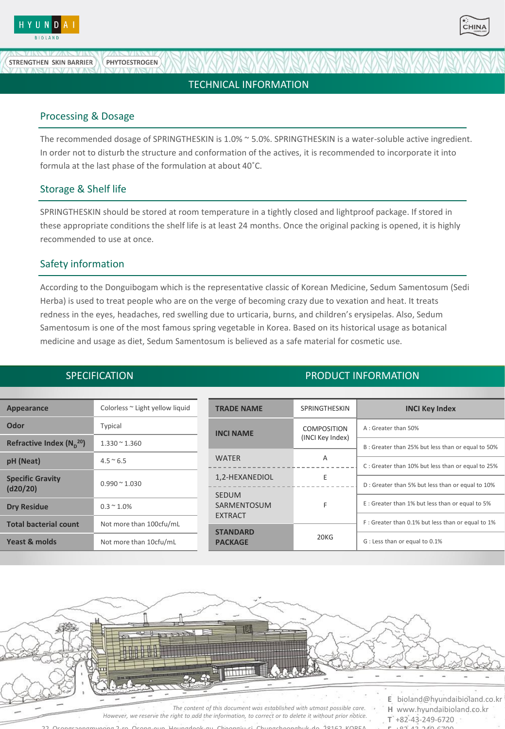STRENGTHEN SKIN BARRIER | PHYTOESTROGEN

# TECHNICAL INFORMATION

## Processing & Dosage

The recommended dosage of SPRINGTHESKIN is 1.0% ~ 5.0%. SPRINGTHESKIN is a water-soluble active ingredient. In order not to disturb the structure and conformation of the actives, it is recommended to incorporate it into formula at the last phase of the formulation at about 40˚C.

## Storage & Shelf life

SPRINGTHESKIN should be stored at room temperature in a tightly closed and lightproof package. If stored in these appropriate conditions the shelf life is at least 24 months. Once the original packing is opened, it is highly recommended to use at once.

## Safety information

According to the Donguibogam which is the representative classic of Korean Medicine, Sedum Samentosum (Sedi Herba) is used to treat people who are on the verge of becoming crazy due to vexation and heat. It treats redness in the eyes, headaches, red swelling due to urticaria, burns, and children's erysipelas. Also, Sedum Samentosum is one of the most famous spring vegetable in Korea. Based on its historical usage as botanical medicine and usage as diet, Sedum Samentosum is believed as a safe material for cosmetic use.

## SPECIFICATION

| | |
|---|---|
| **Appearance** | Colorless ~ Light yellow liquid |
| **Odor** | Typical |
| **Refractive Index ($N_D^{20}$)** | 1.330 ~ 1.360 |
| **pH (Neat)** | 4.5 ~ 6.5 |
| **Specific Gravity (d20/20)** | 0.990 ~ 1.030 |
| **Dry Residue** | 0.3 ~ 1.0% |
| **Total bacterial count** | Not more than 100cfu/mL |
| **Yeast & molds** | Not more than 10cfu/mL |

## PRODUCT INFORMATION

| **TRADE NAME** | SPRINGTHESKIN |
|---|---|
| **INCI NAME** | COMPOSITION (INCI Key Index) |
| WATER | A |
| 1,2-HEXANEDIOL | E |
| SEDUM SARMENTOSUM EXTRACT | F |
| **STANDARD PACKAGE** | 20KG |

| **INCI Key Index** |
|---|
| A : Greater than 50% |
| B : Greater than 25% but less than or equal to 50% |
| C : Greater than 10% but less than or equal to 25% |
| D : Greater than 5% but less than or equal to 10% |
| E : Greater than 1% but less than or equal to 5% |
| F : Greater than 0.1% but less than or equal to 1% |
| G : Less than or equal to 0.1% |

*The content of this document was established with utmost possible care. However, we reserve the right to add the information, to correct or to delete it without prior notice.*

22, Osongsaengmyeong 2-ro, Osong-eup, Heungdeok-gu, Cheongju-si, Chungcheongbuk-do, 28162, KOREA

E bioland@hyundaibioland.co.kr
H www.hyundaibioland.co.kr
T +82-43-249-6720
F +82-43-249-6700